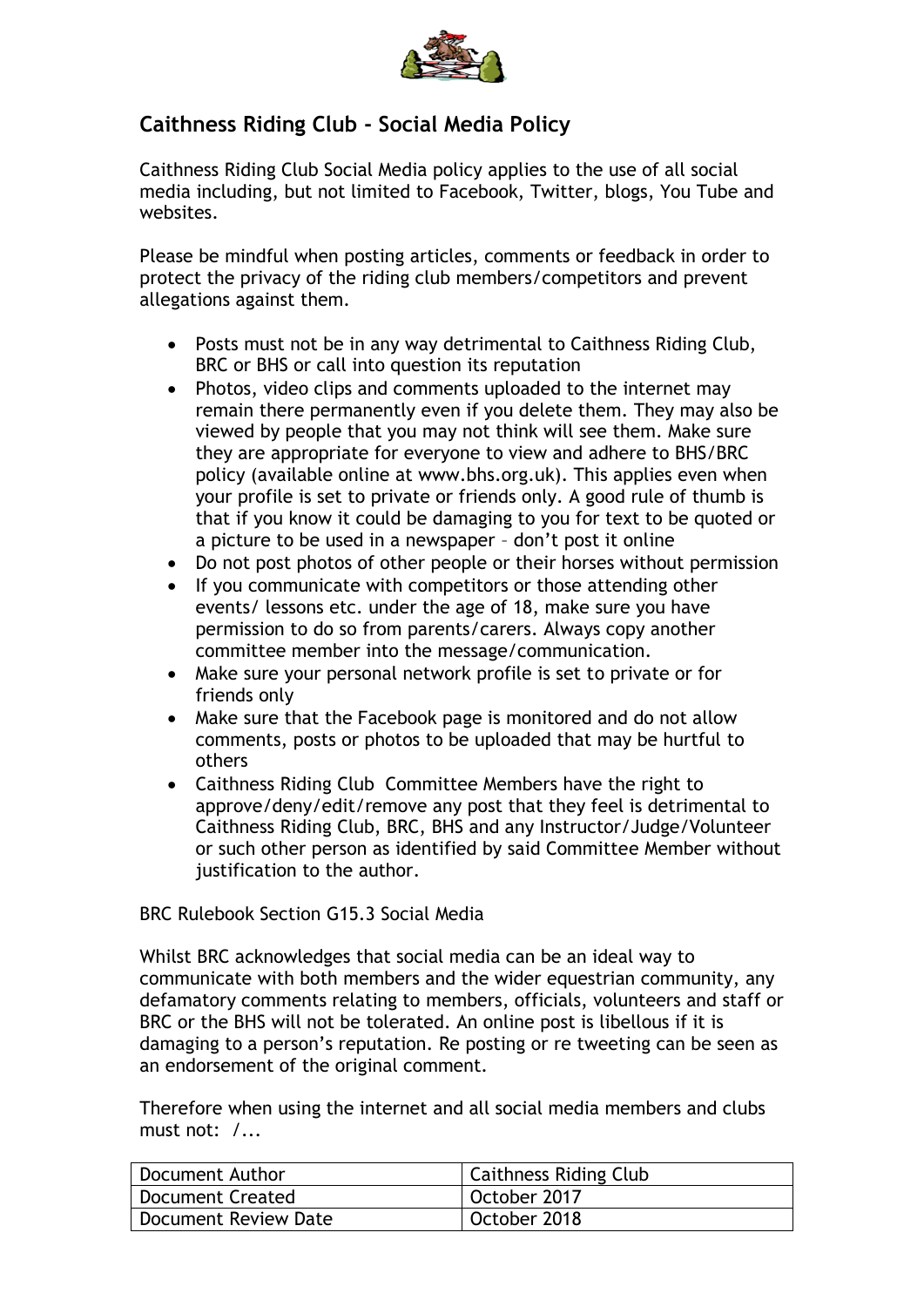## Caithness Riding Club - Social Media Policy

Caithness Riding Club Social Media policy applies to the use of all social media including, but not limited to Facebook, Twitter, blogs, You Tube and websites.

Please be mindful when posting articles, comments or feedback in order to protect the privacy of the riding club members/competitors and prevent allegations against them.

- Posts must not be in any way detrimental to Caithness Riding Club, BRC or BHS or call into question its reputation
- Photos, video clips and comments uploaded to the internet may remain there permanently even if you delete them. They may also be viewed by people that you may not think will see them. Make sure they are appropriate for everyone to view and adhere to BHS/BRC policy (available online at www.bhs.org.uk). This applies even when your profile is set to private or friends only. A good rule of thumb is that if you know it could be damaging to you for text to be quoted or a picture to be used in a newspaper – don't post it online
- Do not post photos of other people or their horses without permission
- If you communicate with competitors or those attending other events/ lessons etc. under the age of 18, make sure you have permission to do so from parents/carers. Always copy another committee member into the message/communication.
- Make sure your personal network profile is set to private or for friends only
- Make sure that the Facebook page is monitored and do not allow comments, posts or photos to be uploaded that may be hurtful to others
- Caithness Riding Club Committee Members have the right to approve/deny/edit/remove any post that they feel is detrimental to Caithness Riding Club, BRC, BHS and any Instructor/Judge/Volunteer or such other person as identified by said Committee Member without justification to the author.

BRC Rulebook Section G15.3 Social Media

Whilst BRC acknowledges that social media can be an ideal way to communicate with both members and the wider equestrian community, any defamatory comments relating to members, officials, volunteers and staff or BRC or the BHS will not be tolerated. An online post is libellous if it is damaging to a person's reputation. Re posting or re tweeting can be seen as an endorsement of the original comment.

Therefore when using the internet and all social media members and clubs must not: /...

| Document Author | Caithness Riding Club |
|---|---|
| Document Created | October 2017 |
| Document Review Date | October 2018 |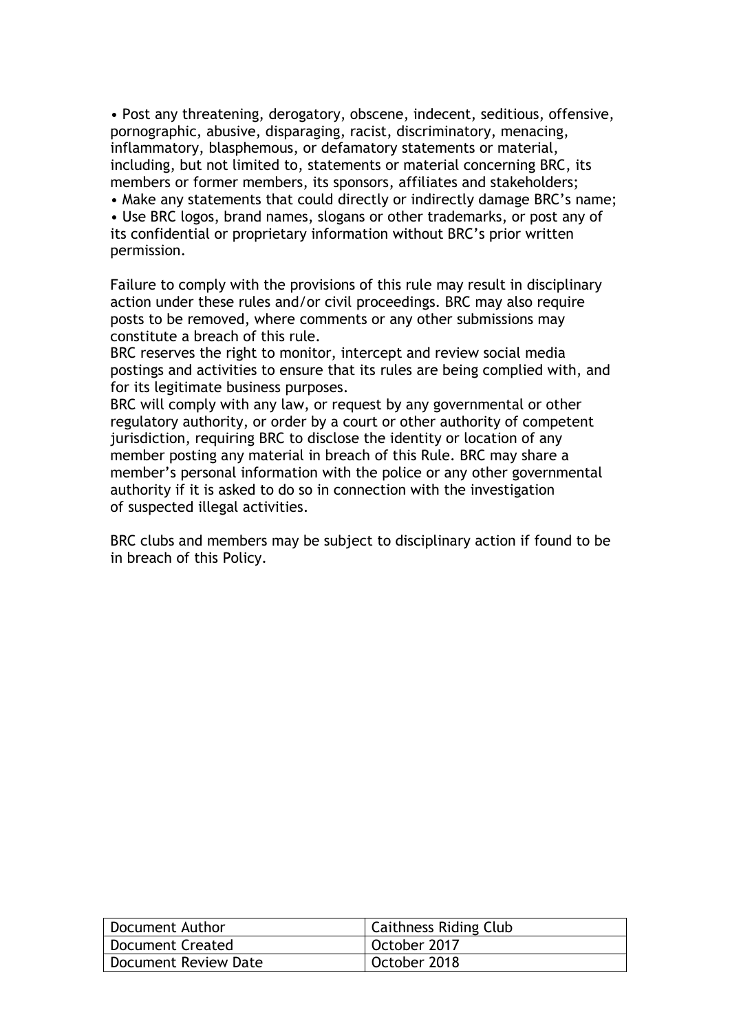- Post any threatening, derogatory, obscene, indecent, seditious, offensive, pornographic, abusive, disparaging, racist, discriminatory, menacing, inflammatory, blasphemous, or defamatory statements or material, including, but not limited to, statements or material concerning BRC, its members or former members, its sponsors, affiliates and stakeholders;
- Make any statements that could directly or indirectly damage BRC's name;
- Use BRC logos, brand names, slogans or other trademarks, or post any of its confidential or proprietary information without BRC's prior written permission.

Failure to comply with the provisions of this rule may result in disciplinary action under these rules and/or civil proceedings. BRC may also require posts to be removed, where comments or any other submissions may constitute a breach of this rule.
BRC reserves the right to monitor, intercept and review social media postings and activities to ensure that its rules are being complied with, and for its legitimate business purposes.
BRC will comply with any law, or request by any governmental or other regulatory authority, or order by a court or other authority of competent jurisdiction, requiring BRC to disclose the identity or location of any member posting any material in breach of this Rule. BRC may share a member's personal information with the police or any other governmental authority if it is asked to do so in connection with the investigation of suspected illegal activities.

BRC clubs and members may be subject to disciplinary action if found to be in breach of this Policy.

| | |
|---|---|
| Document Author | Caithness Riding Club |
| Document Created | October 2017 |
| Document Review Date | October 2018 |